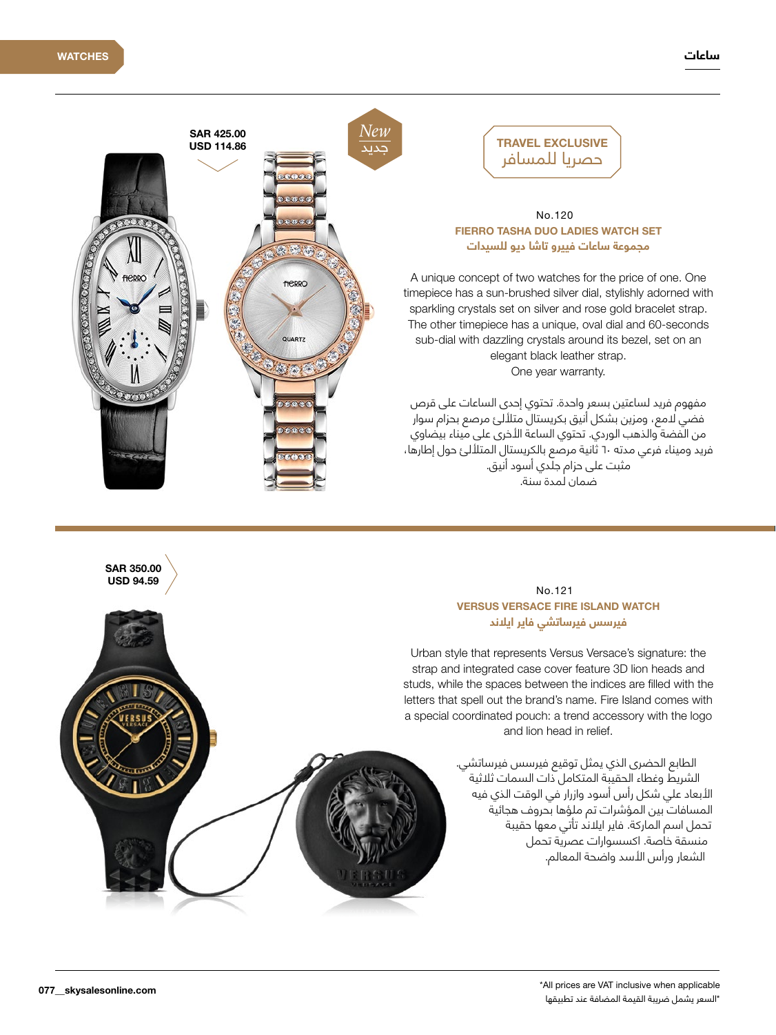WATCHES

ساعات

New
جديد

TRAVEL EXCLUSIVE
حصريا للمسافر

SAR 425.00
USD 114.86

No.120

**FIERRO TASHA DUO LADIES WATCH SET**

**مجموعة ساعات فييرو تاشا ديو للسيدات**

A unique concept of two watches for the price of one. One timepiece has a sun-brushed silver dial, stylishly adorned with sparkling crystals set on silver and rose gold bracelet strap. The other timepiece has a unique, oval dial and 60-seconds sub-dial with dazzling crystals around its bezel, set on an elegant black leather strap.
One year warranty.

مفهوم فريد لساعتين بسعر واحدة. تحتوي إحدى الساعات على قرص فضي لامع، ومزين بشكل أنيق بكريستال متلألئ مرصع بحزام سوار من الفضة والذهب الوردي. تحتوي الساعة الأخرى على ميناء بيضاوي فريد وميناء فرعي مدته ٦٠ ثانية مرصع بالكريستال المتلألئ حول إطارها، مثبت على حزام جلدي أسود أنيق.
ضمان لمدة سنة.

SAR 350.00
USD 94.59

No.121

**VERSUS VERSACE FIRE ISLAND WATCH**

**فيرسس فيرساتشي فاير ايلاند**

Urban style that represents Versus Versace's signature: the strap and integrated case cover feature 3D lion heads and studs, while the spaces between the indices are filled with the letters that spell out the brand's name. Fire Island comes with a special coordinated pouch: a trend accessory with the logo and lion head in relief.

الطابع الحضري الذي يمثل توقيع فيرسس فيرساتشي. الشريط وغطاء الحقيبة المتكامل ذات السمات ثلاثية الأبعاد على شكل رأس أسود وازرار في الوقت الذي فيه المسافات بين المؤشرات تم ملؤها بحروف هجائية تحمل اسم الماركة. فاير ايلاند تأتي معها حقيبة منسقة خاصة. اكسسوارات عصرية تحمل الشعار ورأس الأسد واضحة المعالم.

*All prices are VAT inclusive when applicable
*السعر يشمل ضريبة القيمة المضافة عند تطبيقها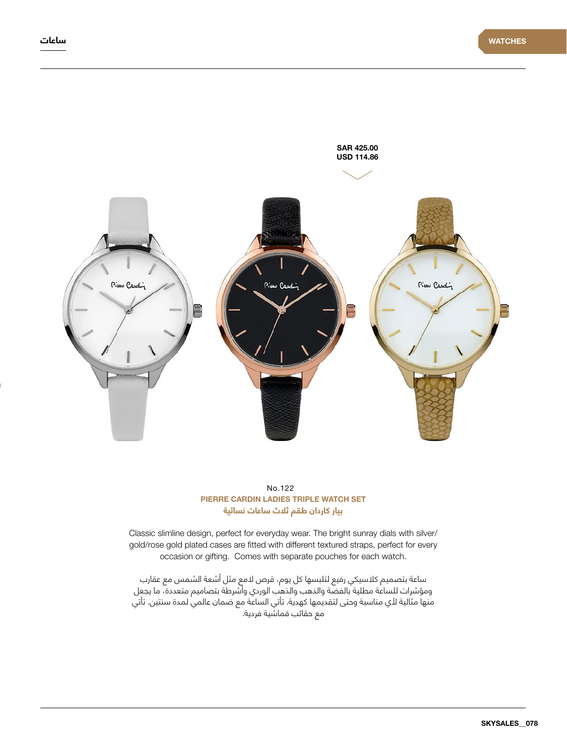SAR 425.00
USD 114.86

No.122

**PIERRE CARDIN LADIES TRIPLE WATCH SET**

**بيار كاردان طقم ثلاث ساعات نسائية**

Classic slimline design, perfect for everyday wear. The bright sunray dials with silver/gold/rose gold plated cases are fitted with different textured straps, perfect for every occasion or gifting. Comes with separate pouches for each watch.

ساعة بتصميم كلاسيكي رفيع لتلبسها كل يوم، قرص لامع مثل أشعة الشمس مع عقارب ومؤشرات للساعة مطلية بالفضة والذهب والذهب الوردي وأشرطة بتصاميم متعددة، ما يجعل منها مثالية لأي مناسبة وحتى لتقديمها كهدية. تأتي الساعة مع ضمان عالمي لمدة سنتين. تأتي مع حقائب قماشية فردية.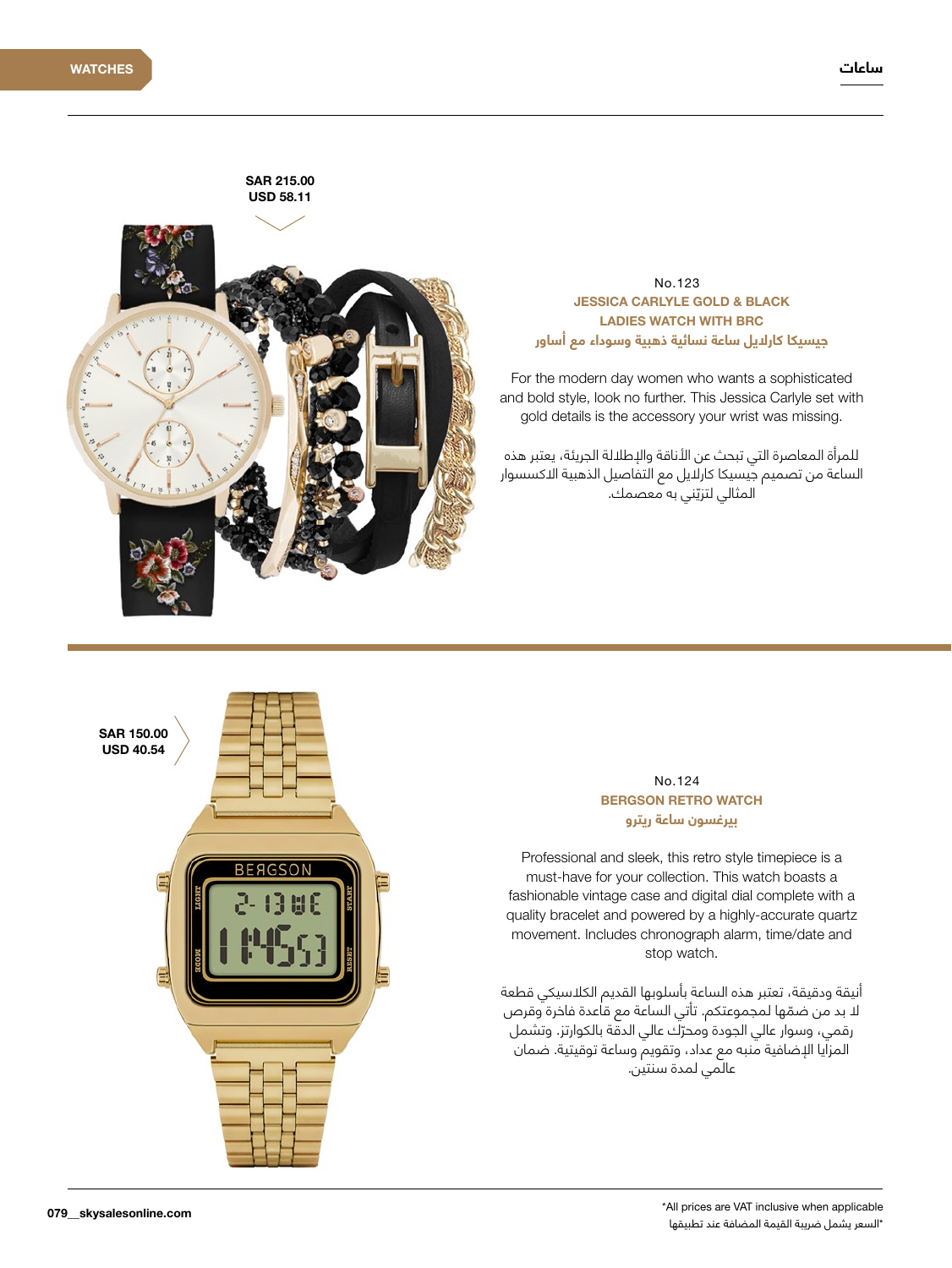## WATCHES

## ساعات

SAR 215.00
USD 58.11

No.123

**JESSICA CARLYLE GOLD & BLACK LADIES WATCH WITH BRC**

**جيسيكا كارلايل ساعة نسائية ذهبية وسوداء مع أساور**

For the modern day women who wants a sophisticated and bold style, look no further. This Jessica Carlyle set with gold details is the accessory your wrist was missing.

للمرأة المعاصرة التي تبحث عن الأناقة والإطلالة الجريئة، يعتبر هذه الساعة من تصميم جيسيكا كارلايل مع التفاصيل الذهبية الاكسسوار المثالي لتزيّني به معصمك.

SAR 150.00
USD 40.54

No.124

**BERGSON RETRO WATCH**

**بيرغسون ساعة ريترو**

Professional and sleek, this retro style timepiece is a must-have for your collection. This watch boasts a fashionable vintage case and digital dial complete with a quality bracelet and powered by a highly-accurate quartz movement. Includes chronograph alarm, time/date and stop watch.

أنيقة ودقيقة، تعتبر هذه الساعة بأسلوبها القديم الكلاسيكي قطعة لا بد من ضمها لمجموعتكم. تأتي الساعة مع قاعدة فاخرة وقرص رقمي، وسوار عالي الجودة ومحرّك عالي الدقة بالكوارتز. وتشمل المزايا الإضافية منبه مع عداد، وتقويم وساعة توقيتية. ضمان عالمي لمدة سنتين.

079__skysalesonline.com

*All prices are VAT inclusive when applicable

*السعر يشمل ضريبة القيمة المضافة عند تطبيقها